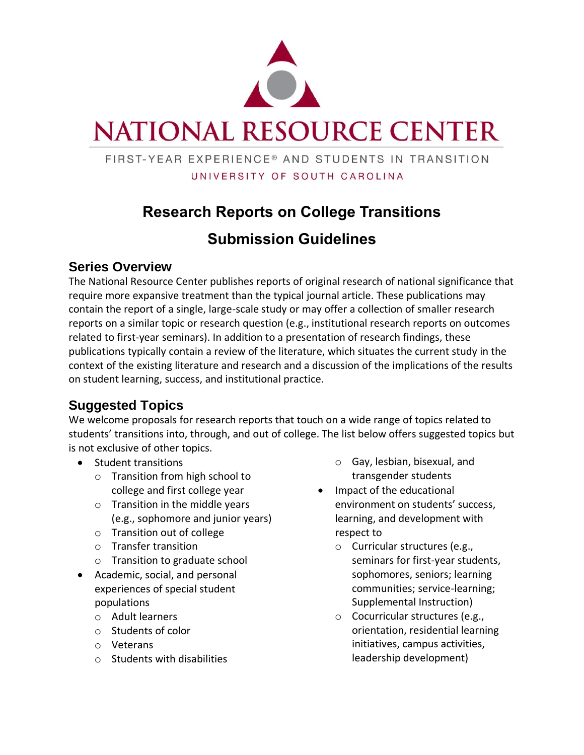# NATIONAL RESOURCE CENTER

FIRST-YEAR EXPERIENCE® AND STUDENTS IN TRANSITION

UNIVERSITY OF SOUTH CAROLINA

## Research Reports on College Transitions

## Submission Guidelines

### Series Overview

The National Resource Center publishes reports of original research of national significance that require more expansive treatment than the typical journal article. These publications may contain the report of a single, large-scale study or may offer a collection of smaller research reports on a similar topic or research question (e.g., institutional research reports on outcomes related to first-year seminars). In addition to a presentation of research findings, these publications typically contain a review of the literature, which situates the current study in the context of the existing literature and research and a discussion of the implications of the results on student learning, success, and institutional practice.

### Suggested Topics

We welcome proposals for research reports that touch on a wide range of topics related to students' transitions into, through, and out of college. The list below offers suggested topics but is not exclusive of other topics.

- Student transitions
  - Transition from high school to college and first college year
  - Transition in the middle years (e.g., sophomore and junior years)
  - Transition out of college
  - Transfer transition
  - Transition to graduate school
- Academic, social, and personal experiences of special student populations
  - Adult learners
  - Students of color
  - Veterans
  - Students with disabilities
  - Gay, lesbian, bisexual, and transgender students
- Impact of the educational environment on students' success, learning, and development with respect to
  - Curricular structures (e.g., seminars for first-year students, sophomores, seniors; learning communities; service-learning; Supplemental Instruction)
  - Cocurricular structures (e.g., orientation, residential learning initiatives, campus activities, leadership development)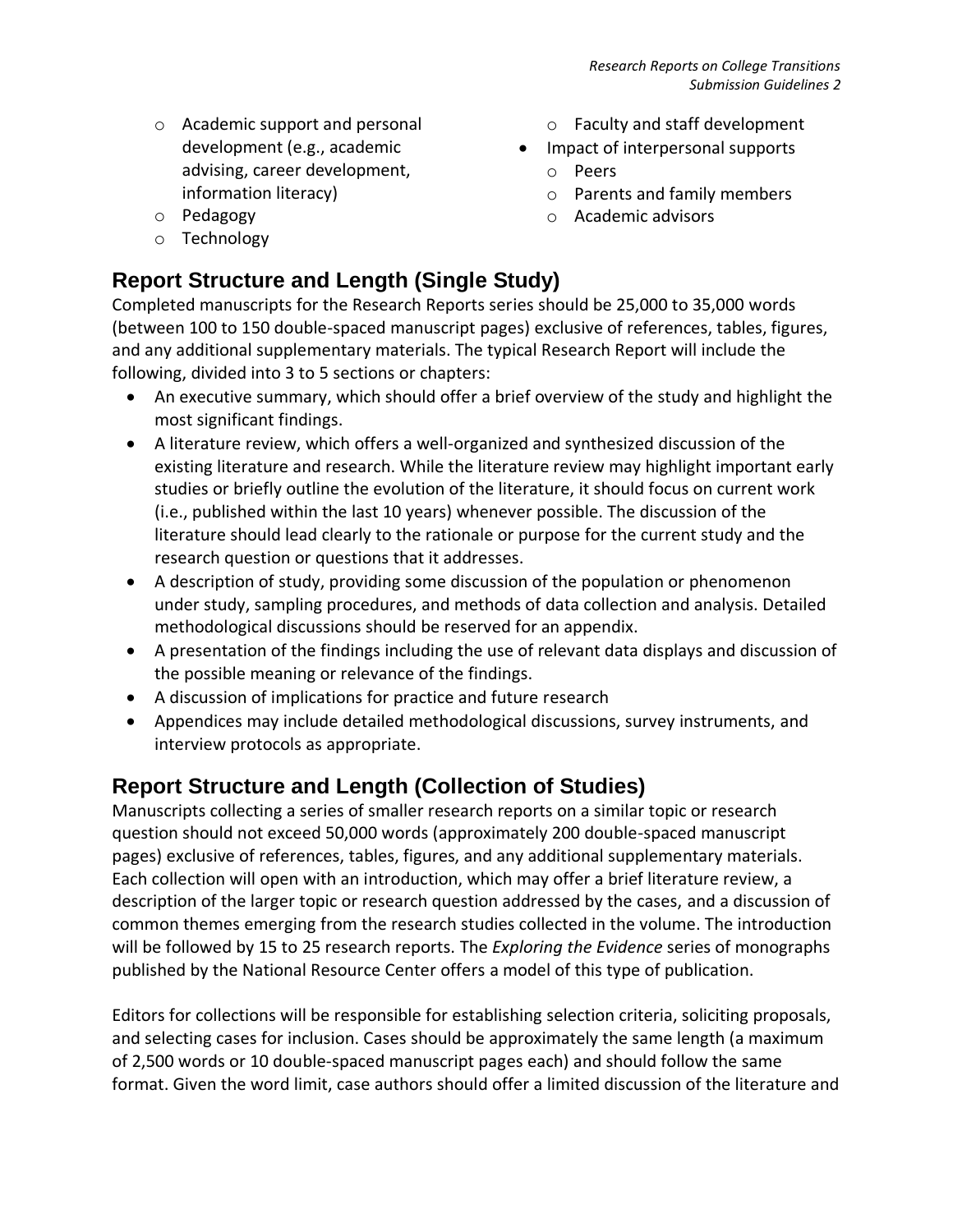- Academic support and personal development (e.g., academic advising, career development, information literacy)
- Pedagogy
- Technology
- Faculty and staff development

- Impact of interpersonal supports
    - Peers
    - Parents and family members
    - Academic advisors

## Report Structure and Length (Single Study)

Completed manuscripts for the Research Reports series should be 25,000 to 35,000 words (between 100 to 150 double-spaced manuscript pages) exclusive of references, tables, figures, and any additional supplementary materials. The typical Research Report will include the following, divided into 3 to 5 sections or chapters:

- An executive summary, which should offer a brief overview of the study and highlight the most significant findings.
- A literature review, which offers a well-organized and synthesized discussion of the existing literature and research. While the literature review may highlight important early studies or briefly outline the evolution of the literature, it should focus on current work (i.e., published within the last 10 years) whenever possible. The discussion of the literature should lead clearly to the rationale or purpose for the current study and the research question or questions that it addresses.
- A description of study, providing some discussion of the population or phenomenon under study, sampling procedures, and methods of data collection and analysis. Detailed methodological discussions should be reserved for an appendix.
- A presentation of the findings including the use of relevant data displays and discussion of the possible meaning or relevance of the findings.
- A discussion of implications for practice and future research
- Appendices may include detailed methodological discussions, survey instruments, and interview protocols as appropriate.

## Report Structure and Length (Collection of Studies)

Manuscripts collecting a series of smaller research reports on a similar topic or research question should not exceed 50,000 words (approximately 200 double-spaced manuscript pages) exclusive of references, tables, figures, and any additional supplementary materials. Each collection will open with an introduction, which may offer a brief literature review, a description of the larger topic or research question addressed by the cases, and a discussion of common themes emerging from the research studies collected in the volume. The introduction will be followed by 15 to 25 research reports. The *Exploring the Evidence* series of monographs published by the National Resource Center offers a model of this type of publication.

Editors for collections will be responsible for establishing selection criteria, soliciting proposals, and selecting cases for inclusion. Cases should be approximately the same length (a maximum of 2,500 words or 10 double-spaced manuscript pages each) and should follow the same format. Given the word limit, case authors should offer a limited discussion of the literature and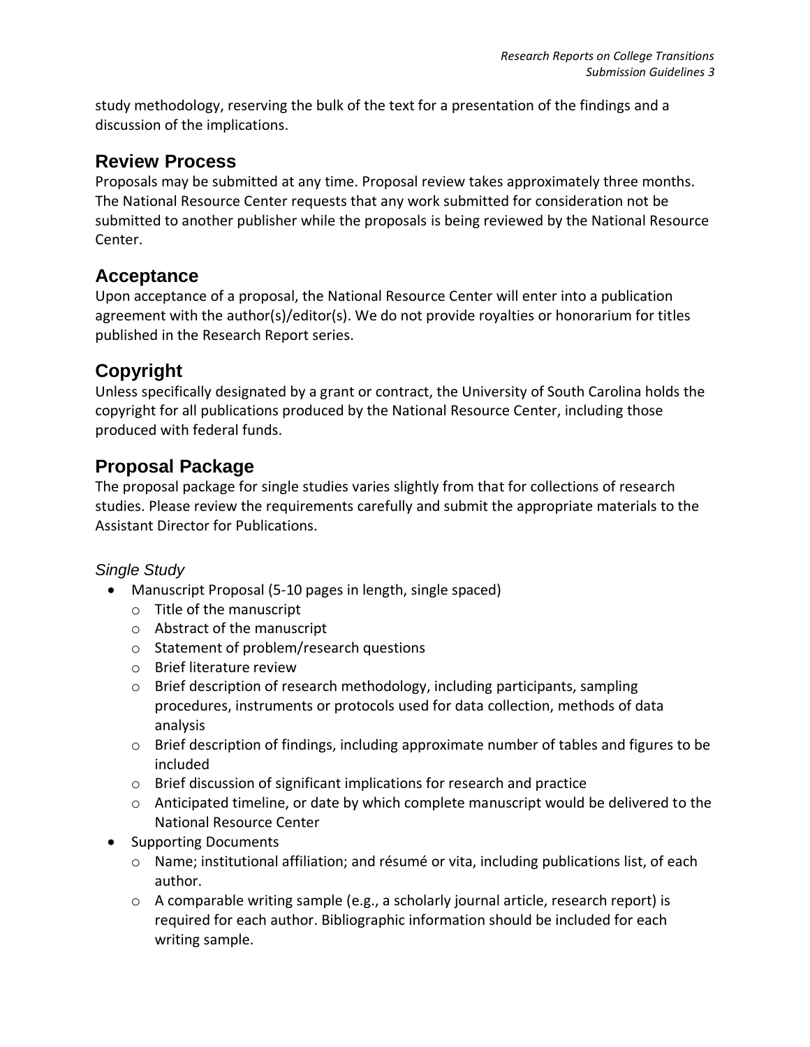study methodology, reserving the bulk of the text for a presentation of the findings and a discussion of the implications.

## Review Process

Proposals may be submitted at any time. Proposal review takes approximately three months. The National Resource Center requests that any work submitted for consideration not be submitted to another publisher while the proposals is being reviewed by the National Resource Center.

## Acceptance

Upon acceptance of a proposal, the National Resource Center will enter into a publication agreement with the author(s)/editor(s). We do not provide royalties or honorarium for titles published in the Research Report series.

## Copyright

Unless specifically designated by a grant or contract, the University of South Carolina holds the copyright for all publications produced by the National Resource Center, including those produced with federal funds.

## Proposal Package

The proposal package for single studies varies slightly from that for collections of research studies. Please review the requirements carefully and submit the appropriate materials to the Assistant Director for Publications.

### *Single Study*

- Manuscript Proposal (5-10 pages in length, single spaced)
  - Title of the manuscript
  - Abstract of the manuscript
  - Statement of problem/research questions
  - Brief literature review
  - Brief description of research methodology, including participants, sampling procedures, instruments or protocols used for data collection, methods of data analysis
  - Brief description of findings, including approximate number of tables and figures to be included
  - Brief discussion of significant implications for research and practice
  - Anticipated timeline, or date by which complete manuscript would be delivered to the National Resource Center
- Supporting Documents
  - Name; institutional affiliation; and résumé or vita, including publications list, of each author.
  - A comparable writing sample (e.g., a scholarly journal article, research report) is required for each author. Bibliographic information should be included for each writing sample.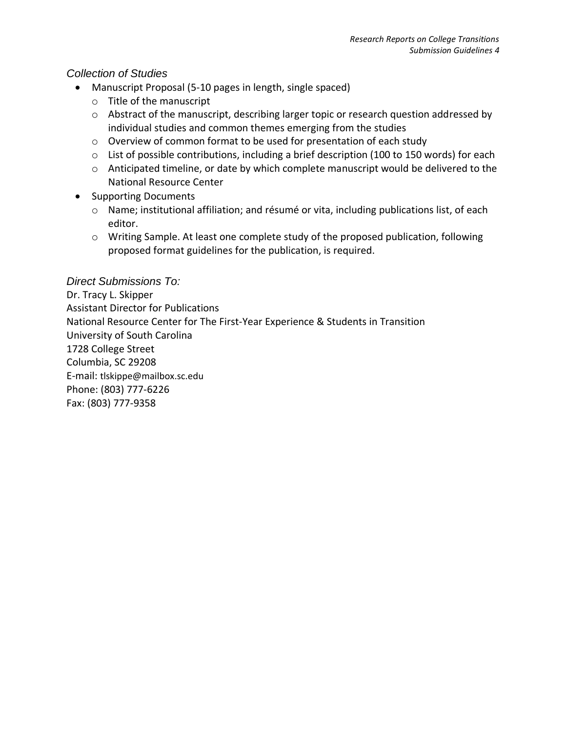### *Collection of Studies*

- Manuscript Proposal (5-10 pages in length, single spaced)
  - Title of the manuscript
  - Abstract of the manuscript, describing larger topic or research question addressed by individual studies and common themes emerging from the studies
  - Overview of common format to be used for presentation of each study
  - List of possible contributions, including a brief description (100 to 150 words) for each
  - Anticipated timeline, or date by which complete manuscript would be delivered to the National Resource Center
- Supporting Documents
  - Name; institutional affiliation; and résumé or vita, including publications list, of each editor.
  - Writing Sample. At least one complete study of the proposed publication, following proposed format guidelines for the publication, is required.

### *Direct Submissions To:*

Dr. Tracy L. Skipper
Assistant Director for Publications
National Resource Center for The First-Year Experience & Students in Transition
University of South Carolina
1728 College Street
Columbia, SC 29208
E-mail: tlskippe@mailbox.sc.edu
Phone: (803) 777-6226
Fax: (803) 777-9358